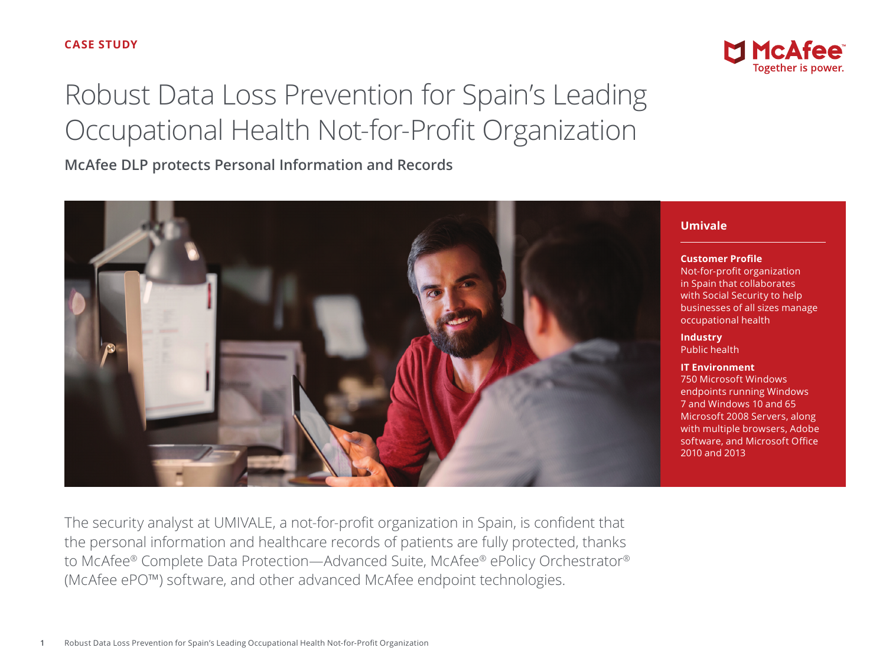CASE STUDY

# Robust Data Loss Prevention for Spain's Leading Occupational Health Not-for-Profit Organization

**McAfee DLP protects Personal Information and Records**

## Umivale

**Customer Profile**
Not-for-profit organization in Spain that collaborates with Social Security to help businesses of all sizes manage occupational health

**Industry**
Public health

**IT Environment**
750 Microsoft Windows endpoints running Windows 7 and Windows 10 and 65 Microsoft 2008 Servers, along with multiple browsers, Adobe software, and Microsoft Office 2010 and 2013

The security analyst at UMIVALE, a not-for-profit organization in Spain, is confident that the personal information and healthcare records of patients are fully protected, thanks to McAfee® Complete Data Protection—Advanced Suite, McAfee® ePolicy Orchestrator® (McAfee ePO™) software, and other advanced McAfee endpoint technologies.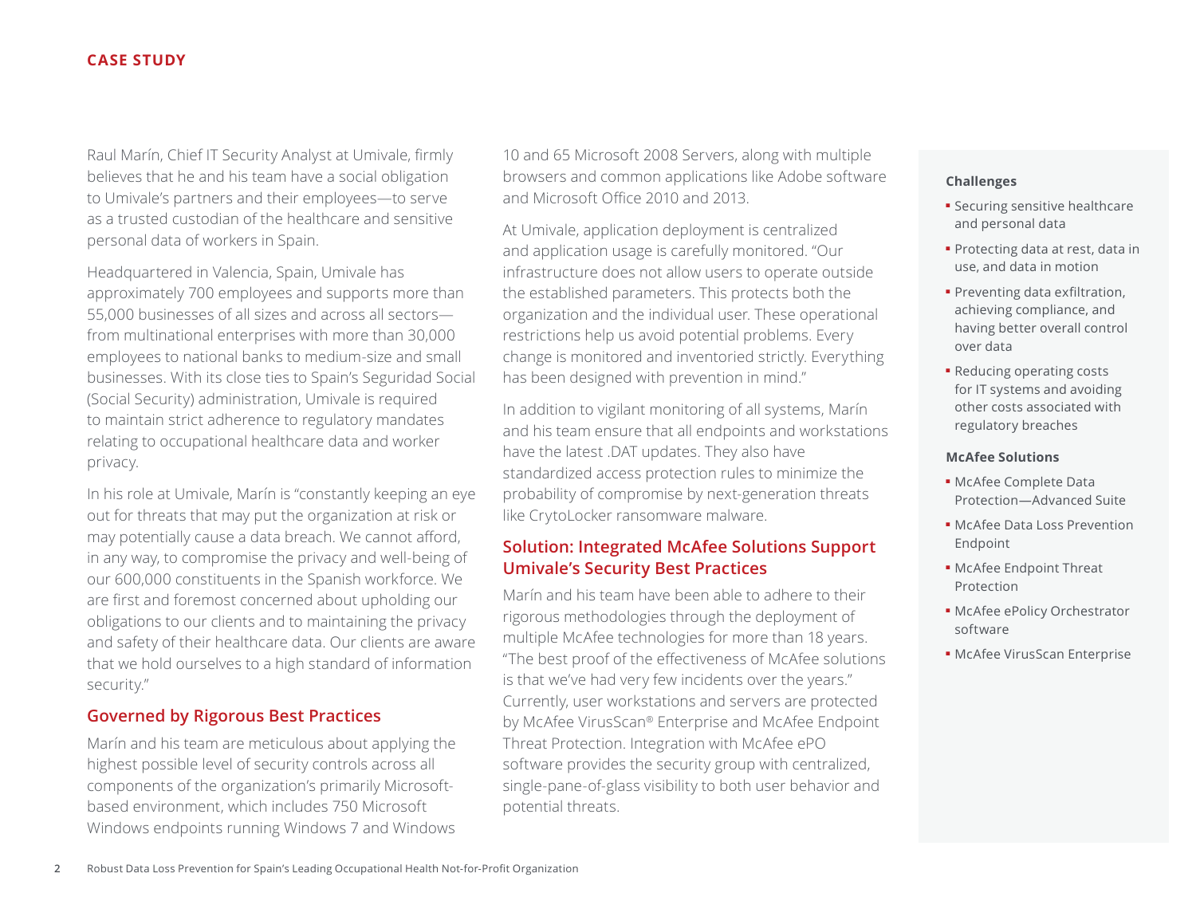Raul Marín, Chief IT Security Analyst at Umivale, firmly believes that he and his team have a social obligation to Umivale's partners and their employees—to serve as a trusted custodian of the healthcare and sensitive personal data of workers in Spain.

Headquartered in Valencia, Spain, Umivale has approximately 700 employees and supports more than 55,000 businesses of all sizes and across all sectors—from multinational enterprises with more than 30,000 employees to national banks to medium-size and small businesses. With its close ties to Spain's Seguridad Social (Social Security) administration, Umivale is required to maintain strict adherence to regulatory mandates relating to occupational healthcare data and worker privacy.

In his role at Umivale, Marín is "constantly keeping an eye out for threats that may put the organization at risk or may potentially cause a data breach. We cannot afford, in any way, to compromise the privacy and well-being of our 600,000 constituents in the Spanish workforce. We are first and foremost concerned about upholding our obligations to our clients and to maintaining the privacy and safety of their healthcare data. Our clients are aware that we hold ourselves to a high standard of information security."

## Governed by Rigorous Best Practices

Marín and his team are meticulous about applying the highest possible level of security controls across all components of the organization's primarily Microsoft-based environment, which includes 750 Microsoft Windows endpoints running Windows 7 and Windows 10 and 65 Microsoft 2008 Servers, along with multiple browsers and common applications like Adobe software and Microsoft Office 2010 and 2013.

At Umivale, application deployment is centralized and application usage is carefully monitored. "Our infrastructure does not allow users to operate outside the established parameters. This protects both the organization and the individual user. These operational restrictions help us avoid potential problems. Every change is monitored and inventoried strictly. Everything has been designed with prevention in mind."

In addition to vigilant monitoring of all systems, Marín and his team ensure that all endpoints and workstations have the latest .DAT updates. They also have standardized access protection rules to minimize the probability of compromise by next-generation threats like CrytoLocker ransomware malware.

## Solution: Integrated McAfee Solutions Support Umivale's Security Best Practices

Marín and his team have been able to adhere to their rigorous methodologies through the deployment of multiple McAfee technologies for more than 18 years. "The best proof of the effectiveness of McAfee solutions is that we've had very few incidents over the years." Currently, user workstations and servers are protected by McAfee VirusScan® Enterprise and McAfee Endpoint Threat Protection. Integration with McAfee ePO software provides the security group with centralized, single-pane-of-glass visibility to both user behavior and potential threats.

**Challenges**

- Securing sensitive healthcare and personal data
- Protecting data at rest, data in use, and data in motion
- Preventing data exfiltration, achieving compliance, and having better overall control over data
- Reducing operating costs for IT systems and avoiding other costs associated with regulatory breaches

**McAfee Solutions**

- McAfee Complete Data Protection—Advanced Suite
- McAfee Data Loss Prevention Endpoint
- McAfee Endpoint Threat Protection
- McAfee ePolicy Orchestrator software
- McAfee VirusScan Enterprise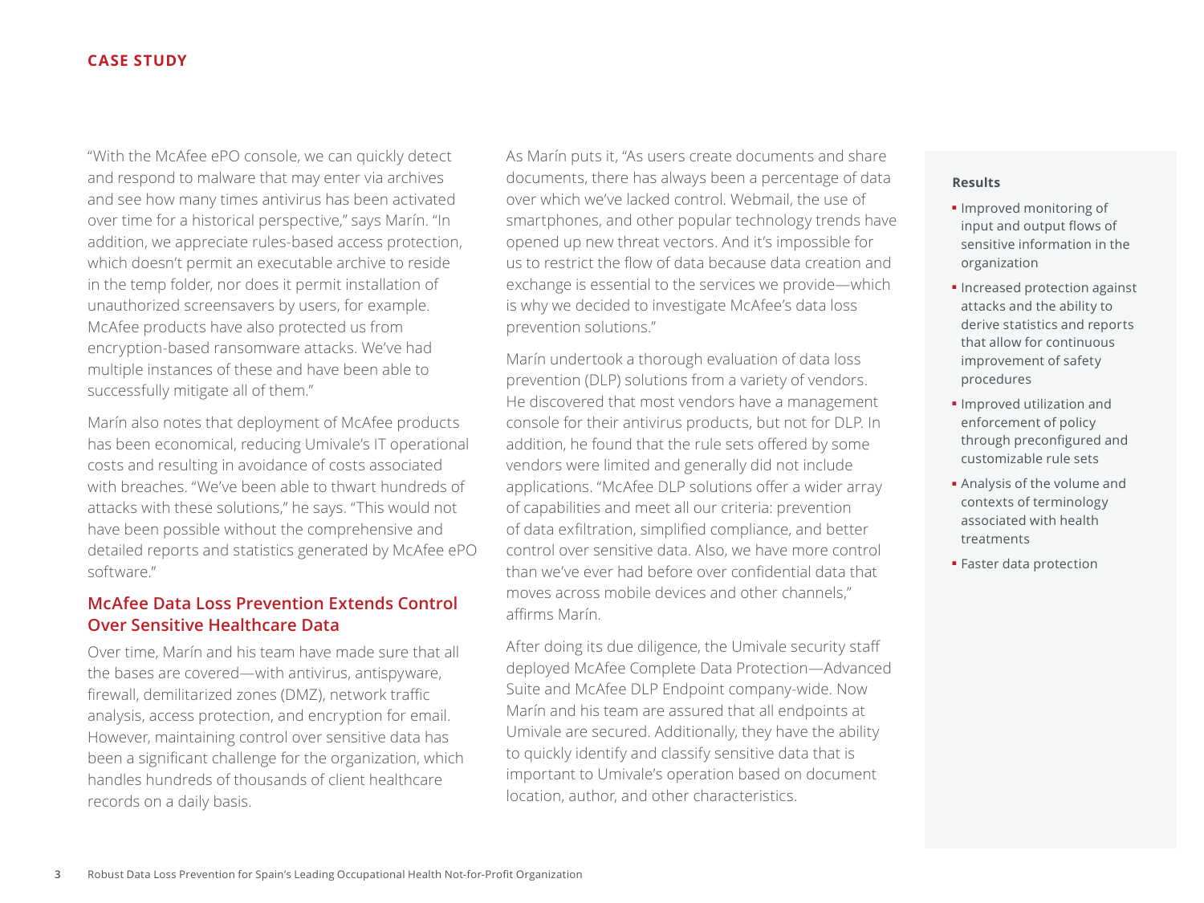"With the McAfee ePO console, we can quickly detect and respond to malware that may enter via archives and see how many times antivirus has been activated over time for a historical perspective," says Marín. "In addition, we appreciate rules-based access protection, which doesn't permit an executable archive to reside in the temp folder, nor does it permit installation of unauthorized screensavers by users, for example. McAfee products have also protected us from encryption-based ransomware attacks. We've had multiple instances of these and have been able to successfully mitigate all of them."

Marín also notes that deployment of McAfee products has been economical, reducing Umivale's IT operational costs and resulting in avoidance of costs associated with breaches. "We've been able to thwart hundreds of attacks with these solutions," he says. "This would not have been possible without the comprehensive and detailed reports and statistics generated by McAfee ePO software."

## McAfee Data Loss Prevention Extends Control Over Sensitive Healthcare Data

Over time, Marín and his team have made sure that all the bases are covered—with antivirus, antispyware, firewall, demilitarized zones (DMZ), network traffic analysis, access protection, and encryption for email. However, maintaining control over sensitive data has been a significant challenge for the organization, which handles hundreds of thousands of client healthcare records on a daily basis.

As Marín puts it, "As users create documents and share documents, there has always been a percentage of data over which we've lacked control. Webmail, the use of smartphones, and other popular technology trends have opened up new threat vectors. And it's impossible for us to restrict the flow of data because data creation and exchange is essential to the services we provide—which is why we decided to investigate McAfee's data loss prevention solutions."

Marín undertook a thorough evaluation of data loss prevention (DLP) solutions from a variety of vendors. He discovered that most vendors have a management console for their antivirus products, but not for DLP. In addition, he found that the rule sets offered by some vendors were limited and generally did not include applications. "McAfee DLP solutions offer a wider array of capabilities and meet all our criteria: prevention of data exfiltration, simplified compliance, and better control over sensitive data. Also, we have more control than we've ever had before over confidential data that moves across mobile devices and other channels," affirms Marín.

After doing its due diligence, the Umivale security staff deployed McAfee Complete Data Protection—Advanced Suite and McAfee DLP Endpoint company-wide. Now Marín and his team are assured that all endpoints at Umivale are secured. Additionally, they have the ability to quickly identify and classify sensitive data that is important to Umivale's operation based on document location, author, and other characteristics.

**Results**

- Improved monitoring of input and output flows of sensitive information in the organization
- Increased protection against attacks and the ability to derive statistics and reports that allow for continuous improvement of safety procedures
- Improved utilization and enforcement of policy through preconfigured and customizable rule sets
- Analysis of the volume and contexts of terminology associated with health treatments
- Faster data protection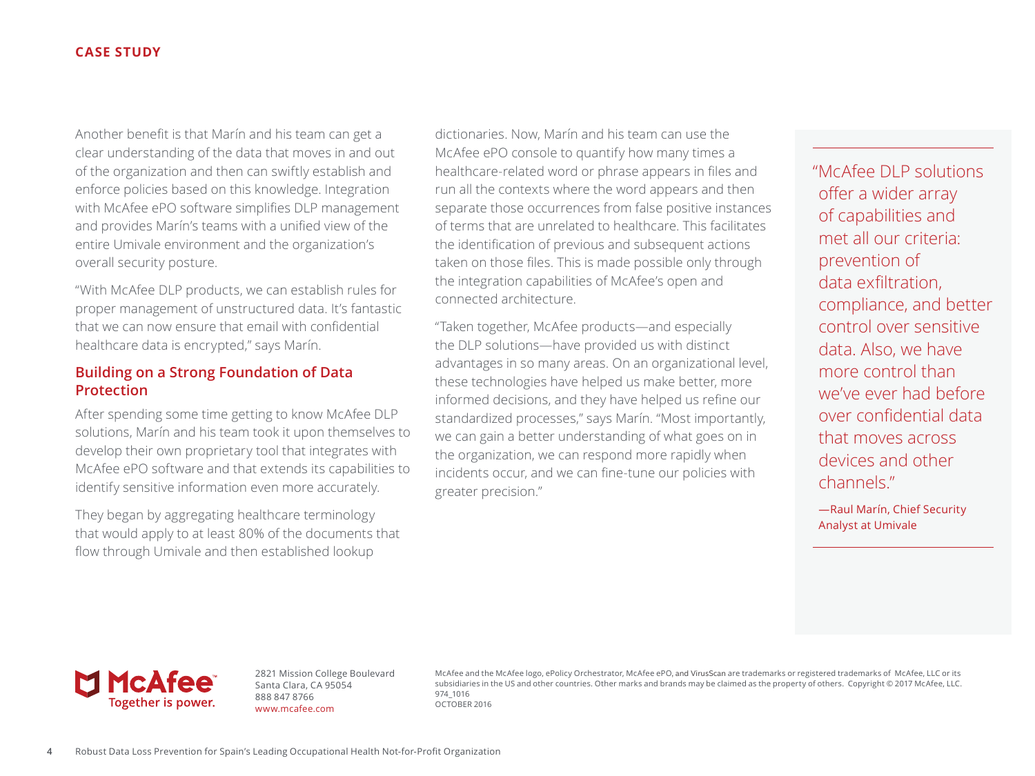Another benefit is that Marín and his team can get a clear understanding of the data that moves in and out of the organization and then can swiftly establish and enforce policies based on this knowledge. Integration with McAfee ePO software simplifies DLP management and provides Marín's teams with a unified view of the entire Umivale environment and the organization's overall security posture.

"With McAfee DLP products, we can establish rules for proper management of unstructured data. It's fantastic that we can now ensure that email with confidential healthcare data is encrypted," says Marín.

## Building on a Strong Foundation of Data Protection

After spending some time getting to know McAfee DLP solutions, Marín and his team took it upon themselves to develop their own proprietary tool that integrates with McAfee ePO software and that extends its capabilities to identify sensitive information even more accurately.

They began by aggregating healthcare terminology that would apply to at least 80% of the documents that flow through Umivale and then established lookup dictionaries. Now, Marín and his team can use the McAfee ePO console to quantify how many times a healthcare-related word or phrase appears in files and run all the contexts where the word appears and then separate those occurrences from false positive instances of terms that are unrelated to healthcare. This facilitates the identification of previous and subsequent actions taken on those files. This is made possible only through the integration capabilities of McAfee's open and connected architecture.

"Taken together, McAfee products—and especially the DLP solutions—have provided us with distinct advantages in so many areas. On an organizational level, these technologies have helped us make better, more informed decisions, and they have helped us refine our standardized processes," says Marín. "Most importantly, we can gain a better understanding of what goes on in the organization, we can respond more rapidly when incidents occur, and we can fine-tune our policies with greater precision."

> "McAfee DLP solutions offer a wider array of capabilities and met all our criteria: prevention of data exfiltration, compliance, and better control over sensitive data. Also, we have more control than we've ever had before over confidential data that moves across devices and other channels."
>
> —Raul Marín, Chief Security Analyst at Umivale

McAfee
Together is power.

2821 Mission College Boulevard
Santa Clara, CA 95054
888 847 8766
www.mcafee.com

McAfee and the McAfee logo, ePolicy Orchestrator, McAfee ePO, and VirusScan are trademarks or registered trademarks of McAfee, LLC or its subsidiaries in the US and other countries. Other marks and brands may be claimed as the property of others. Copyright © 2017 McAfee, LLC.
974_1016
OCTOBER 2016